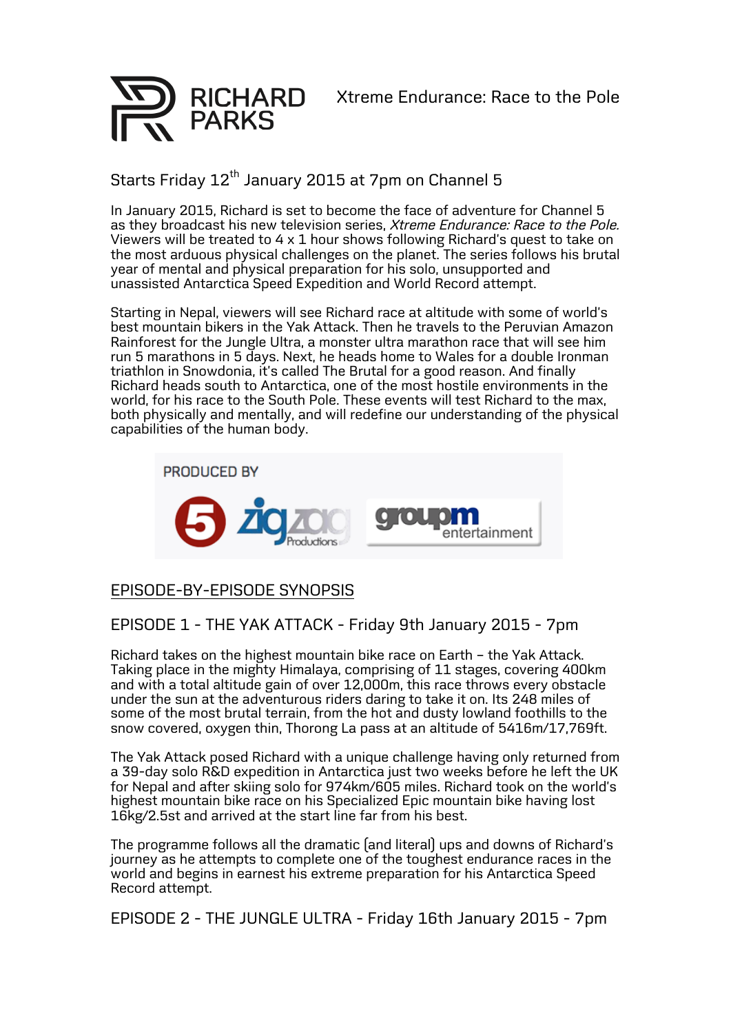# RICHARD PARKS

Xtreme Endurance: Race to the Pole

Starts Friday 12th January 2015 at 7pm on Channel 5

In January 2015, Richard is set to become the face of adventure for Channel 5 as they broadcast his new television series, *Xtreme Endurance: Race to the Pole.* Viewers will be treated to 4 x 1 hour shows following Richard's quest to take on the most arduous physical challenges on the planet. The series follows his brutal year of mental and physical preparation for his solo, unsupported and unassisted Antarctica Speed Expedition and World Record attempt.

Starting in Nepal, viewers will see Richard race at altitude with some of world's best mountain bikers in the Yak Attack. Then he travels to the Peruvian Amazon Rainforest for the Jungle Ultra, a monster ultra marathon race that will see him run 5 marathons in 5 days. Next, he heads home to Wales for a double Ironman triathlon in Snowdonia, it's called The Brutal for a good reason. And finally Richard heads south to Antarctica, one of the most hostile environments in the world, for his race to the South Pole. These events will test Richard to the max, both physically and mentally, and will redefine our understanding of the physical capabilities of the human body.

PRODUCED BY

5 zigzag Productions groupm entertainment

## EPISODE-BY-EPISODE SYNOPSIS

### EPISODE 1 - THE YAK ATTACK - Friday 9th January 2015 - 7pm

Richard takes on the highest mountain bike race on Earth – the Yak Attack. Taking place in the mighty Himalaya, comprising of 11 stages, covering 400km and with a total altitude gain of over 12,000m, this race throws every obstacle under the sun at the adventurous riders daring to take it on. Its 248 miles of some of the most brutal terrain, from the hot and dusty lowland foothills to the snow covered, oxygen thin, Thorong La pass at an altitude of 5416m/17,769ft.

The Yak Attack posed Richard with a unique challenge having only returned from a 39-day solo R&D expedition in Antarctica just two weeks before he left the UK for Nepal and after skiing solo for 974km/605 miles. Richard took on the world's highest mountain bike race on his Specialized Epic mountain bike having lost 16kg/2.5st and arrived at the start line far from his best.

The programme follows all the dramatic (and literal) ups and downs of Richard's journey as he attempts to complete one of the toughest endurance races in the world and begins in earnest his extreme preparation for his Antarctica Speed Record attempt.

### EPISODE 2 - THE JUNGLE ULTRA - Friday 16th January 2015 - 7pm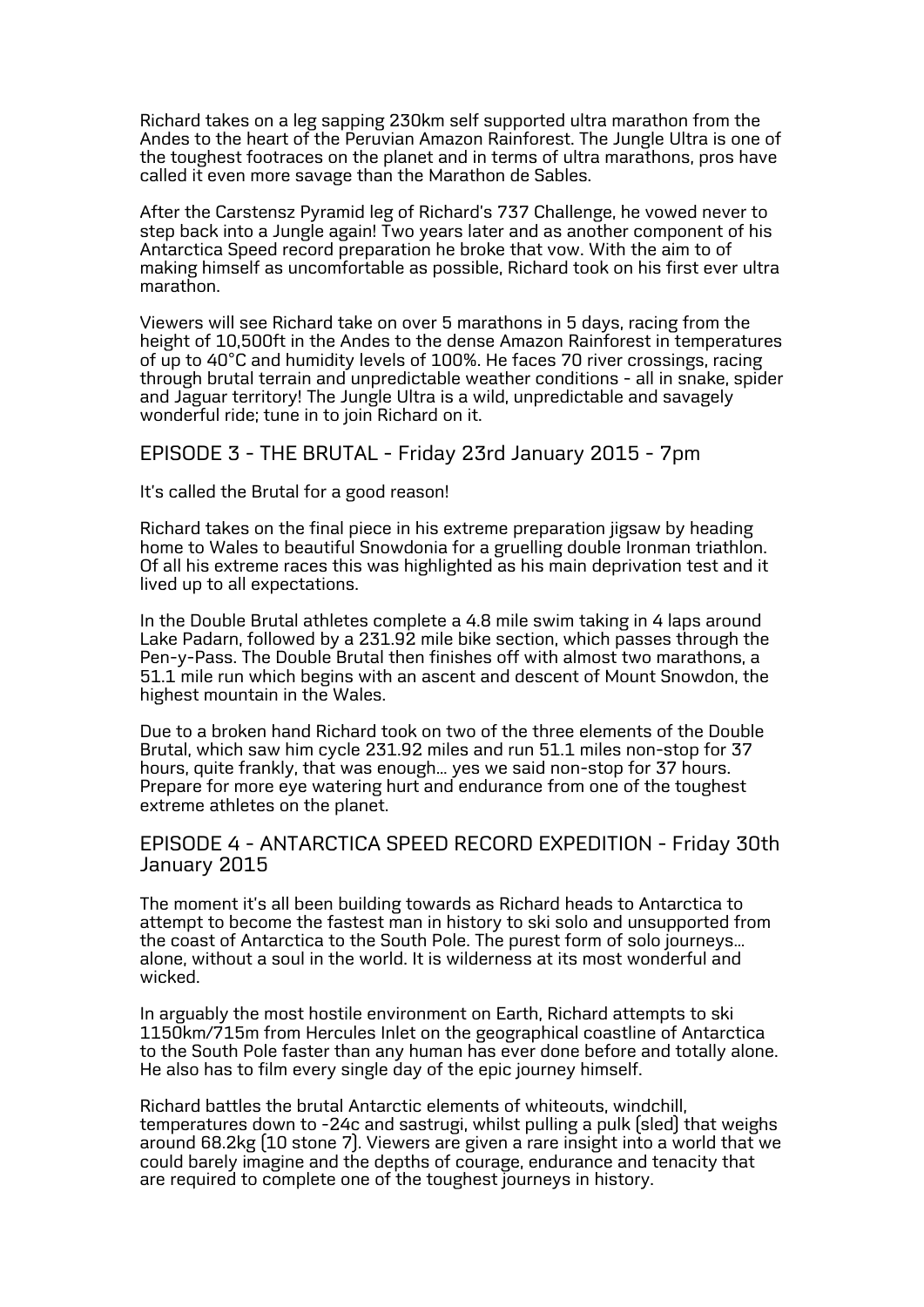Richard takes on a leg sapping 230km self supported ultra marathon from the Andes to the heart of the Peruvian Amazon Rainforest. The Jungle Ultra is one of the toughest footraces on the planet and in terms of ultra marathons, pros have called it even more savage than the Marathon de Sables.

After the Carstensz Pyramid leg of Richard's 737 Challenge, he vowed never to step back into a Jungle again! Two years later and as another component of his Antarctica Speed record preparation he broke that vow. With the aim to of making himself as uncomfortable as possible, Richard took on his first ever ultra marathon.

Viewers will see Richard take on over 5 marathons in 5 days, racing from the height of 10,500ft in the Andes to the dense Amazon Rainforest in temperatures of up to 40°C and humidity levels of 100%. He faces 70 river crossings, racing through brutal terrain and unpredictable weather conditions - all in snake, spider and Jaguar territory! The Jungle Ultra is a wild, unpredictable and savagely wonderful ride; tune in to join Richard on it.

## EPISODE 3 - THE BRUTAL - Friday 23rd January 2015 - 7pm

It's called the Brutal for a good reason!

Richard takes on the final piece in his extreme preparation jigsaw by heading home to Wales to beautiful Snowdonia for a gruelling double Ironman triathlon. Of all his extreme races this was highlighted as his main deprivation test and it lived up to all expectations.

In the Double Brutal athletes complete a 4.8 mile swim taking in 4 laps around Lake Padarn, followed by a 231.92 mile bike section, which passes through the Pen-y-Pass. The Double Brutal then finishes off with almost two marathons, a 51.1 mile run which begins with an ascent and descent of Mount Snowdon, the highest mountain in the Wales.

Due to a broken hand Richard took on two of the three elements of the Double Brutal, which saw him cycle 231.92 miles and run 51.1 miles non-stop for 37 hours, quite frankly, that was enough... yes we said non-stop for 37 hours. Prepare for more eye watering hurt and endurance from one of the toughest extreme athletes on the planet.

## EPISODE 4 - ANTARCTICA SPEED RECORD EXPEDITION - Friday 30th January 2015

The moment it's all been building towards as Richard heads to Antarctica to attempt to become the fastest man in history to ski solo and unsupported from the coast of Antarctica to the South Pole. The purest form of solo journeys... alone, without a soul in the world. It is wilderness at its most wonderful and wicked.

In arguably the most hostile environment on Earth, Richard attempts to ski 1150km/715m from Hercules Inlet on the geographical coastline of Antarctica to the South Pole faster than any human has ever done before and totally alone. He also has to film every single day of the epic journey himself.

Richard battles the brutal Antarctic elements of whiteouts, windchill, temperatures down to -24c and sastrugi, whilst pulling a pulk (sled) that weighs around 68.2kg (10 stone 7). Viewers are given a rare insight into a world that we could barely imagine and the depths of courage, endurance and tenacity that are required to complete one of the toughest journeys in history.